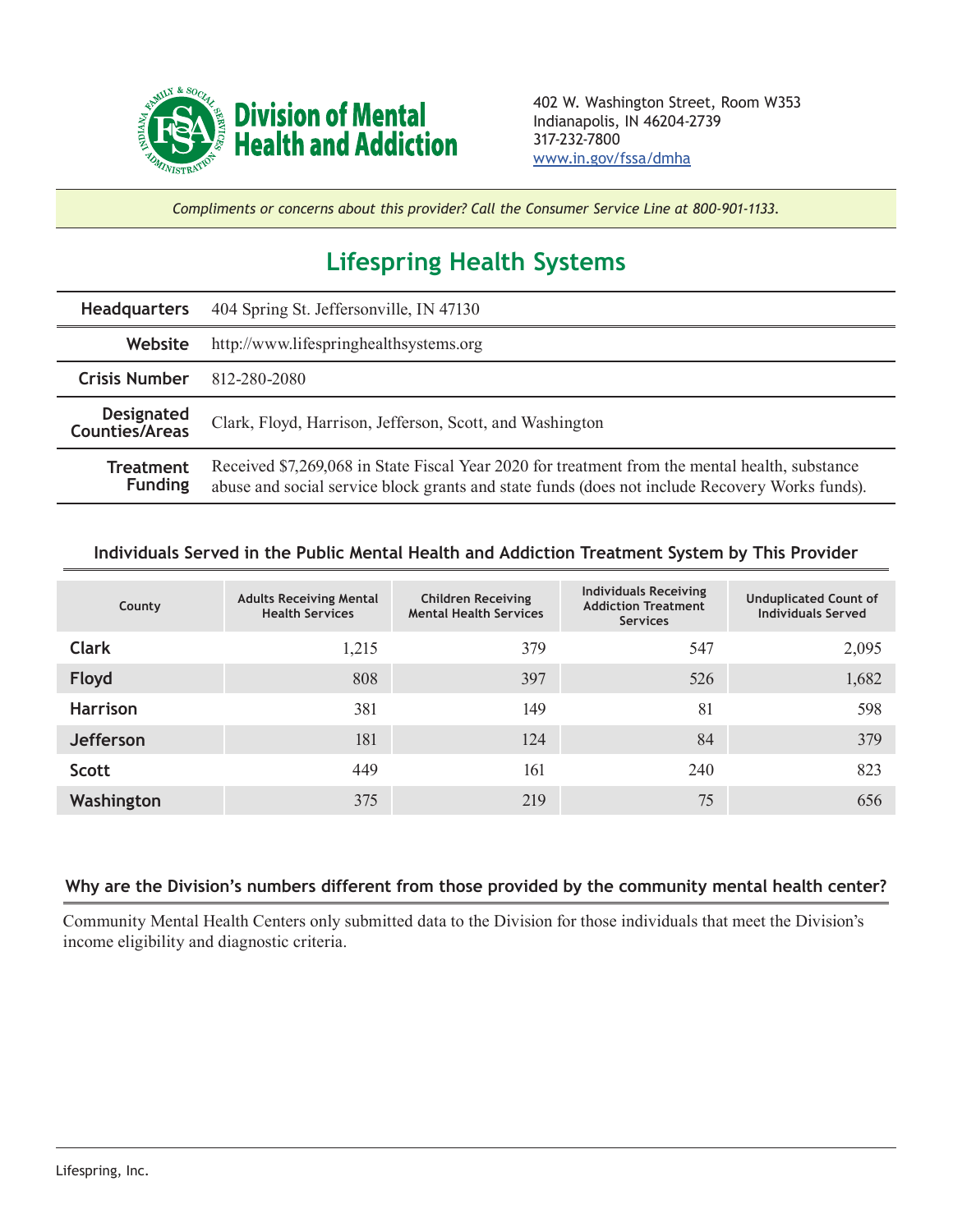**Division of Mental Health and Addiction**

402 W. Washington Street, Room W353
Indianapolis, IN 46204-2739
317-232-7800
www.in.gov/fssa/dmha

*Compliments or concerns about this provider? Call the Consumer Service Line at 800-901-1133.*

# Lifespring Health Systems

| | |
|---|---|
| **Headquarters** | 404 Spring St. Jeffersonville, IN 47130 |
| **Website** | http://www.lifespringhealthsystems.org |
| **Crisis Number** | 812-280-2080 |
| **Designated Counties/Areas** | Clark, Floyd, Harrison, Jefferson, Scott, and Washington |
| **Treatment Funding** | Received $7,269,068 in State Fiscal Year 2020 for treatment from the mental health, substance abuse and social service block grants and state funds (does not include Recovery Works funds). |

## Individuals Served in the Public Mental Health and Addiction Treatment System by This Provider

| County | Adults Receiving Mental Health Services | Children Receiving Mental Health Services | Individuals Receiving Addiction Treatment Services | Unduplicated Count of Individuals Served |
|---|---|---|---|---|
| **Clark** | 1,215 | 379 | 547 | 2,095 |
| **Floyd** | 808 | 397 | 526 | 1,682 |
| **Harrison** | 381 | 149 | 81 | 598 |
| **Jefferson** | 181 | 124 | 84 | 379 |
| **Scott** | 449 | 161 | 240 | 823 |
| **Washington** | 375 | 219 | 75 | 656 |

## Why are the Division's numbers different from those provided by the community mental health center?

Community Mental Health Centers only submitted data to the Division for those individuals that meet the Division's income eligibility and diagnostic criteria.

Lifespring, Inc.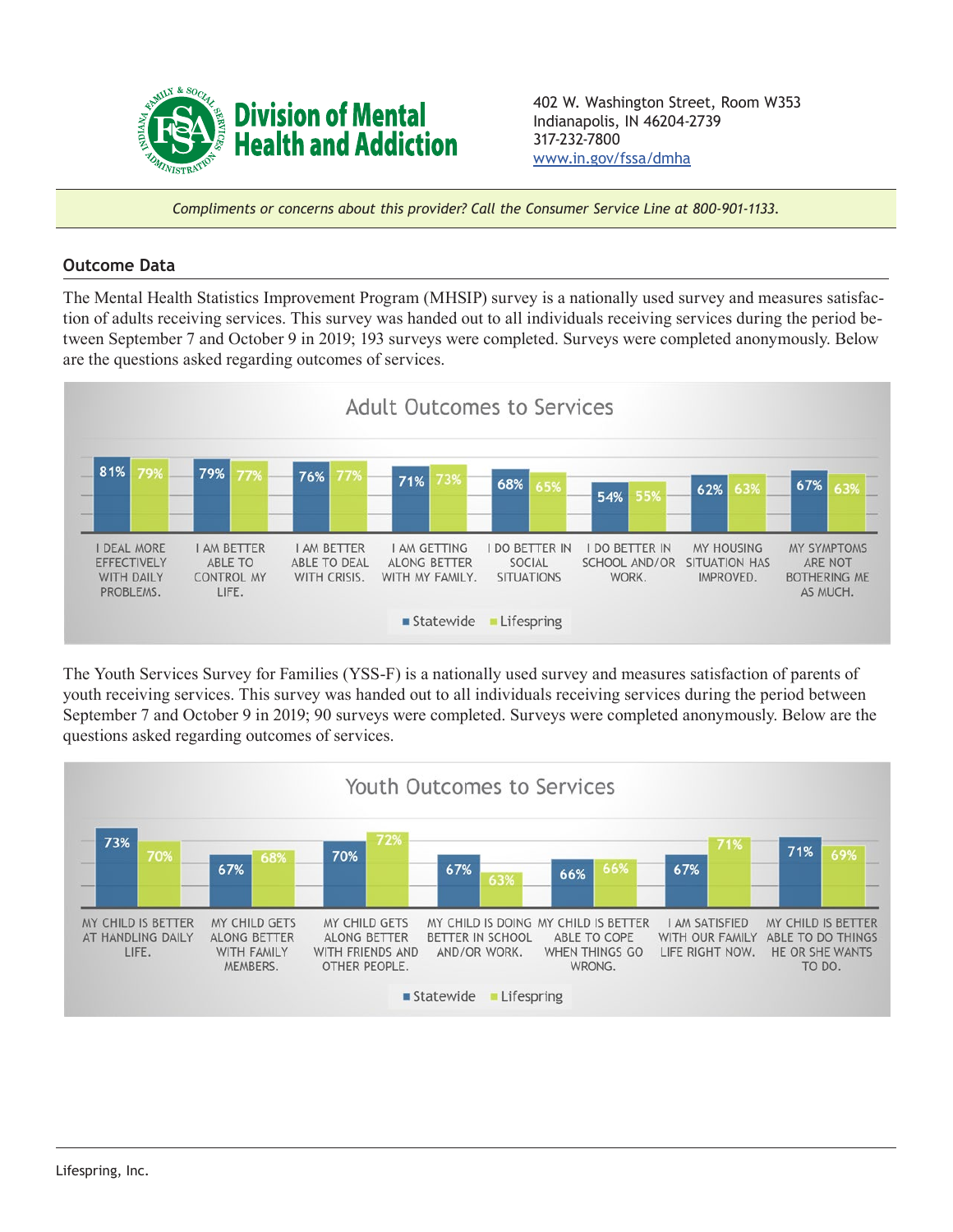Division of Mental Health and Addiction

402 W. Washington Street, Room W353
Indianapolis, IN 46204-2739
317-232-7800
www.in.gov/fssa/dmha

*Compliments or concerns about this provider? Call the Consumer Service Line at 800-901-1133.*

## Outcome Data

The Mental Health Statistics Improvement Program (MHSIP) survey is a nationally used survey and measures satisfaction of adults receiving services. This survey was handed out to all individuals receiving services during the period between September 7 and October 9 in 2019; 193 surveys were completed. Surveys were completed anonymously. Below are the questions asked regarding outcomes of services.

Adult Outcomes to Services

81% 79%
I DEAL MORE EFFECTIVELY WITH DAILY PROBLEMS.

79% 77%
I AM BETTER ABLE TO CONTROL MY LIFE.

76% 77%
I AM BETTER ABLE TO DEAL WITH CRISIS.

71% 73%
I AM GETTING ALONG BETTER WITH MY FAMILY.

68% 65%
I DO BETTER IN SOCIAL SITUATIONS

54% 55%
I DO BETTER IN SCHOOL AND/OR WORK.

62% 63%
MY HOUSING SITUATION HAS IMPROVED.

67% 63%
MY SYMPTOMS ARE NOT BOTHERING ME AS MUCH.

Statewide, Lifespring

The Youth Services Survey for Families (YSS-F) is a nationally used survey and measures satisfaction of parents of youth receiving services. This survey was handed out to all individuals receiving services during the period between September 7 and October 9 in 2019; 90 surveys were completed. Surveys were completed anonymously. Below are the questions asked regarding outcomes of services.

Youth Outcomes to Services

73% 70%
MY CHILD IS BETTER AT HANDLING DAILY LIFE.

67% 68%
MY CHILD GETS ALONG BETTER WITH FAMILY MEMBERS.

70% 72%
MY CHILD GETS ALONG BETTER WITH FRIENDS AND OTHER PEOPLE.

67% 63%
MY CHILD IS DOING BETTER IN SCHOOL AND/OR WORK.

66% 66%
MY CHILD IS BETTER ABLE TO COPE WHEN THINGS GO WRONG.

67% 71%
I AM SATISFIED WITH OUR FAMILY LIFE RIGHT NOW.

71% 69%
MY CHILD IS BETTER ABLE TO DO THINGS HE OR SHE WANTS TO DO.

Statewide, Lifespring

Lifespring, Inc.